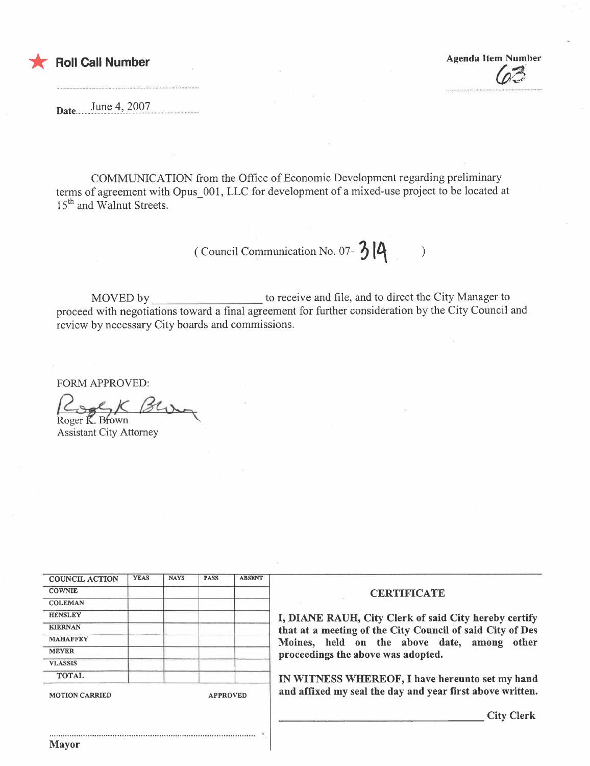★ **Roll Call Number**

**Agenda Item Number**
63

**Date** June 4, 2007

COMMUNICATION from the Office of Economic Development regarding preliminary terms of agreement with Opus_001, LLC for development of a mixed-use project to be located at 15th and Walnut Streets.

( Council Communication No. 07- 314 )

MOVED by ____________________ to receive and file, and to direct the City Manager to proceed with negotiations toward a final agreement for further consideration by the City Council and review by necessary City boards and commissions.

FORM APPROVED:

Roger K. Brown
Assistant City Attorney

| COUNCIL ACTION | YEAS | NAYS | PASS | ABSENT |
|---|---|---|---|---|
| COWNIE | | | | |
| COLEMAN | | | | |
| HENSLEY | | | | |
| KIERNAN | | | | |
| MAHAFFEY | | | | |
| MEYER | | | | |
| VLASSIS | | | | |
| TOTAL | | | | |

MOTION CARRIED APPROVED

Mayor

**CERTIFICATE**

**I, DIANE RAUH, City Clerk of said City hereby certify that at a meeting of the City Council of said City of Des Moines, held on the above date, among other proceedings the above was adopted.**

**IN WITNESS WHEREOF, I have hereunto set my hand and affixed my seal the day and year first above written.**

**City Clerk**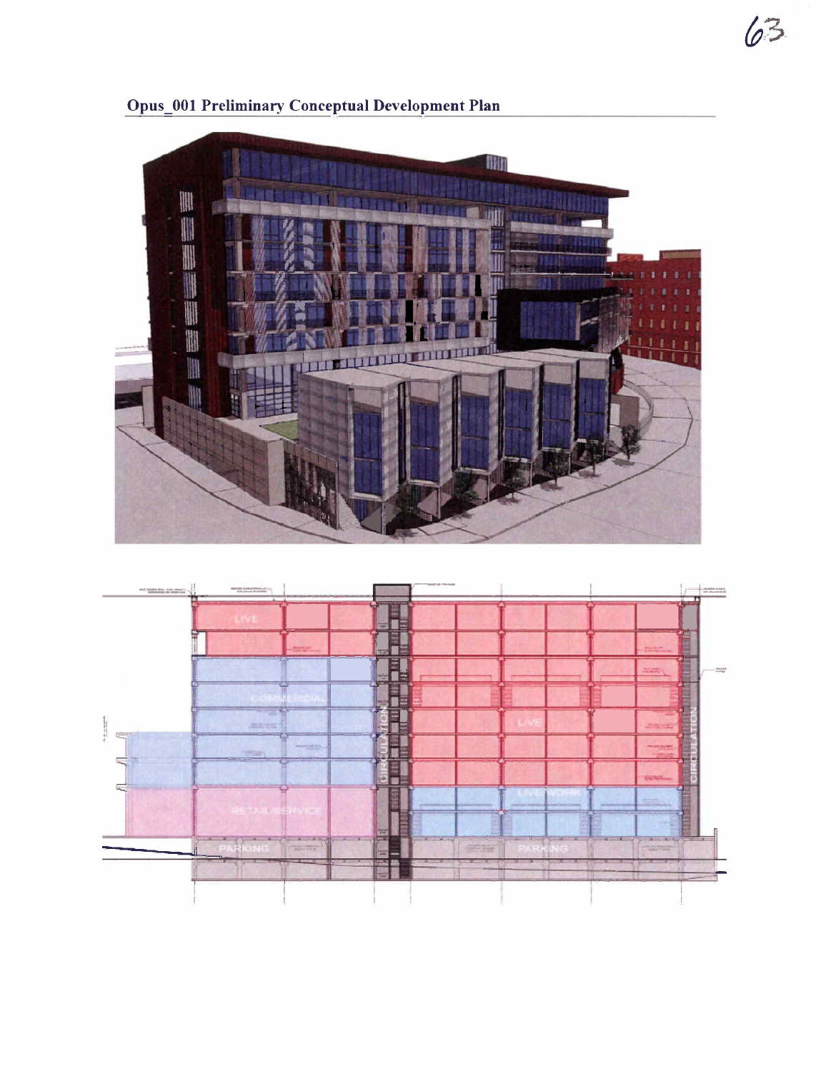## Opus_001 Preliminary Conceptual Development Plan

LIVE

COMMERCIAL

RETAIL/SERVICE

PARKING

CIRCULATION

LIVE

LIVE/WORK

PARKING

CIRCULATION